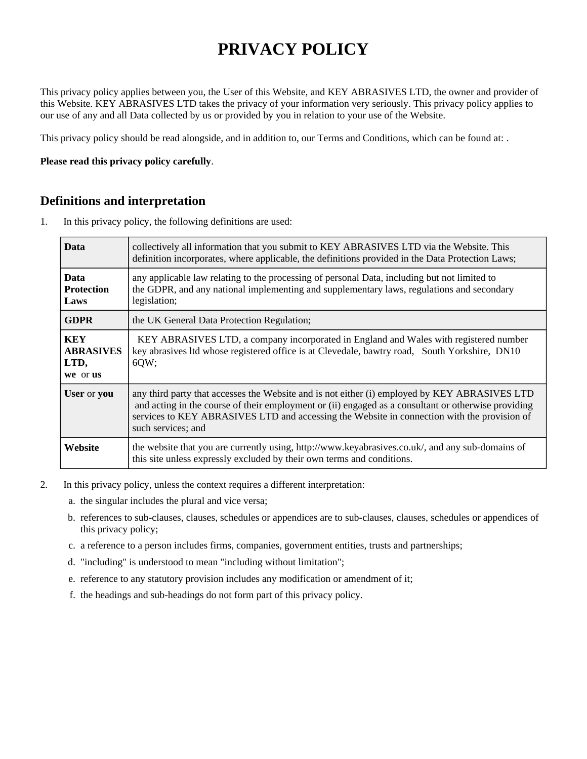# PRIVACY POLICY

This privacy policy applies between you, the User of this Website, and KEY ABRASIVES LTD, the owner and provider of this Website. KEY ABRASIVES LTD takes the privacy of your information very seriously. This privacy policy applies to our use of any and all Data collected by us or provided by you in relation to your use of the Website.

This privacy policy should be read alongside, and in addition to, our Terms and Conditions, which can be found at: .

**Please read this privacy policy carefully**.

## Definitions and interpretation

1. In this privacy policy, the following definitions are used:

| | |
|---|---|
| **Data** | collectively all information that you submit to KEY ABRASIVES LTD via the Website. This definition incorporates, where applicable, the definitions provided in the Data Protection Laws; |
| **Data Protection Laws** | any applicable law relating to the processing of personal Data, including but not limited to the GDPR, and any national implementing and supplementary laws, regulations and secondary legislation; |
| **GDPR** | the UK General Data Protection Regulation; |
| **KEY ABRASIVES LTD, we or us** | KEY ABRASIVES LTD, a company incorporated in England and Wales with registered number key abrasives ltd whose registered office is at Clevedale, bawtry road, South Yorkshire, DN10 6QW; |
| **User** or **you** | any third party that accesses the Website and is not either (i) employed by KEY ABRASIVES LTD and acting in the course of their employment or (ii) engaged as a consultant or otherwise providing services to KEY ABRASIVES LTD and accessing the Website in connection with the provision of such services; and |
| **Website** | the website that you are currently using, http://www.keyabrasives.co.uk/, and any sub-domains of this site unless expressly excluded by their own terms and conditions. |

2. In this privacy policy, unless the context requires a different interpretation:
   a. the singular includes the plural and vice versa;
   b. references to sub-clauses, clauses, schedules or appendices are to sub-clauses, clauses, schedules or appendices of this privacy policy;
   c. a reference to a person includes firms, companies, government entities, trusts and partnerships;
   d. "including" is understood to mean "including without limitation";
   e. reference to any statutory provision includes any modification or amendment of it;
   f. the headings and sub-headings do not form part of this privacy policy.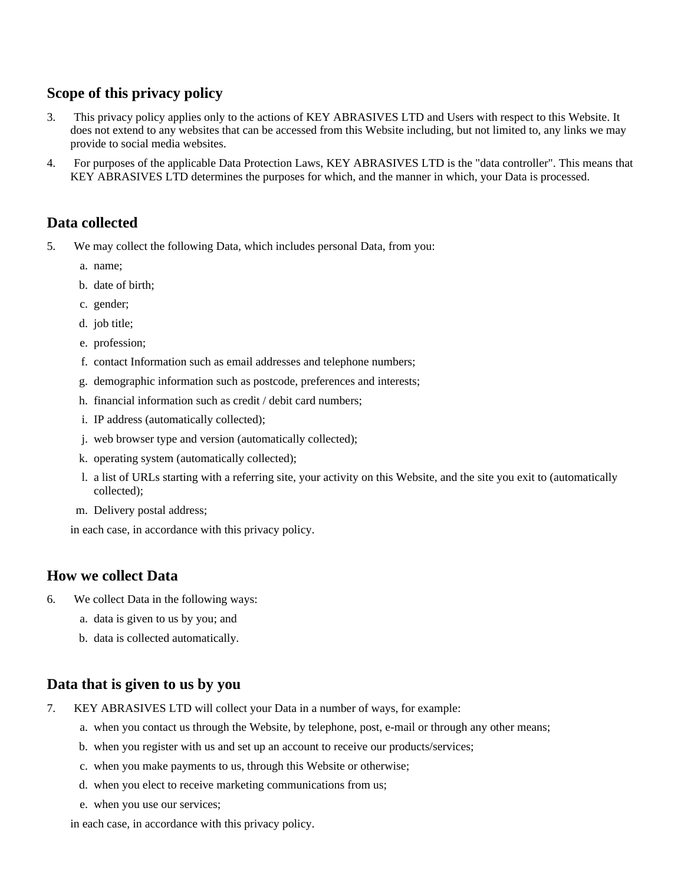## Scope of this privacy policy

3. This privacy policy applies only to the actions of KEY ABRASIVES LTD and Users with respect to this Website. It does not extend to any websites that can be accessed from this Website including, but not limited to, any links we may provide to social media websites.
4. For purposes of the applicable Data Protection Laws, KEY ABRASIVES LTD is the "data controller". This means that KEY ABRASIVES LTD determines the purposes for which, and the manner in which, your Data is processed.

## Data collected

5. We may collect the following Data, which includes personal Data, from you:
   a. name;
   b. date of birth;
   c. gender;
   d. job title;
   e. profession;
   f. contact Information such as email addresses and telephone numbers;
   g. demographic information such as postcode, preferences and interests;
   h. financial information such as credit / debit card numbers;
   i. IP address (automatically collected);
   j. web browser type and version (automatically collected);
   k. operating system (automatically collected);
   l. a list of URLs starting with a referring site, your activity on this Website, and the site you exit to (automatically collected);
   m. Delivery postal address;

   in each case, in accordance with this privacy policy.

## How we collect Data

6. We collect Data in the following ways:
   a. data is given to us by you; and
   b. data is collected automatically.

## Data that is given to us by you

7. KEY ABRASIVES LTD will collect your Data in a number of ways, for example:
   a. when you contact us through the Website, by telephone, post, e-mail or through any other means;
   b. when you register with us and set up an account to receive our products/services;
   c. when you make payments to us, through this Website or otherwise;
   d. when you elect to receive marketing communications from us;
   e. when you use our services;

   in each case, in accordance with this privacy policy.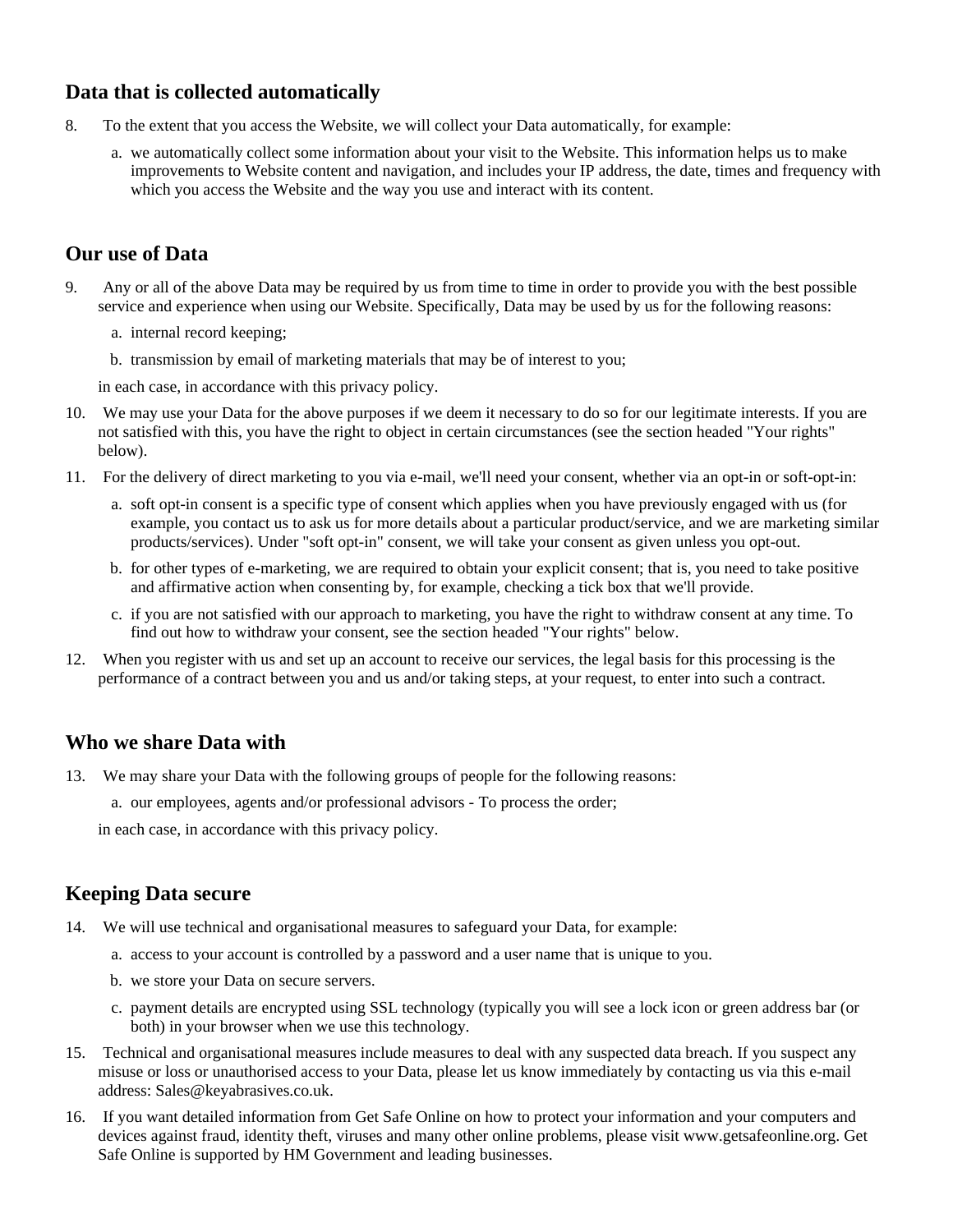## Data that is collected automatically

8. To the extent that you access the Website, we will collect your Data automatically, for example:

   a. we automatically collect some information about your visit to the Website. This information helps us to make improvements to Website content and navigation, and includes your IP address, the date, times and frequency with which you access the Website and the way you use and interact with its content.

## Our use of Data

9. Any or all of the above Data may be required by us from time to time in order to provide you with the best possible service and experience when using our Website. Specifically, Data may be used by us for the following reasons:

   a. internal record keeping;

   b. transmission by email of marketing materials that may be of interest to you;

   in each case, in accordance with this privacy policy.

10. We may use your Data for the above purposes if we deem it necessary to do so for our legitimate interests. If you are not satisfied with this, you have the right to object in certain circumstances (see the section headed "Your rights" below).

11. For the delivery of direct marketing to you via e-mail, we'll need your consent, whether via an opt-in or soft-opt-in:

    a. soft opt-in consent is a specific type of consent which applies when you have previously engaged with us (for example, you contact us to ask us for more details about a particular product/service, and we are marketing similar products/services). Under "soft opt-in" consent, we will take your consent as given unless you opt-out.

    b. for other types of e-marketing, we are required to obtain your explicit consent; that is, you need to take positive and affirmative action when consenting by, for example, checking a tick box that we'll provide.

    c. if you are not satisfied with our approach to marketing, you have the right to withdraw consent at any time. To find out how to withdraw your consent, see the section headed "Your rights" below.

12. When you register with us and set up an account to receive our services, the legal basis for this processing is the performance of a contract between you and us and/or taking steps, at your request, to enter into such a contract.

## Who we share Data with

13. We may share your Data with the following groups of people for the following reasons:

    a. our employees, agents and/or professional advisors - To process the order;

    in each case, in accordance with this privacy policy.

## Keeping Data secure

14. We will use technical and organisational measures to safeguard your Data, for example:

    a. access to your account is controlled by a password and a user name that is unique to you.

    b. we store your Data on secure servers.

    c. payment details are encrypted using SSL technology (typically you will see a lock icon or green address bar (or both) in your browser when we use this technology.

15. Technical and organisational measures include measures to deal with any suspected data breach. If you suspect any misuse or loss or unauthorised access to your Data, please let us know immediately by contacting us via this e-mail address: Sales@keyabrasives.co.uk.

16. If you want detailed information from Get Safe Online on how to protect your information and your computers and devices against fraud, identity theft, viruses and many other online problems, please visit www.getsafeonline.org. Get Safe Online is supported by HM Government and leading businesses.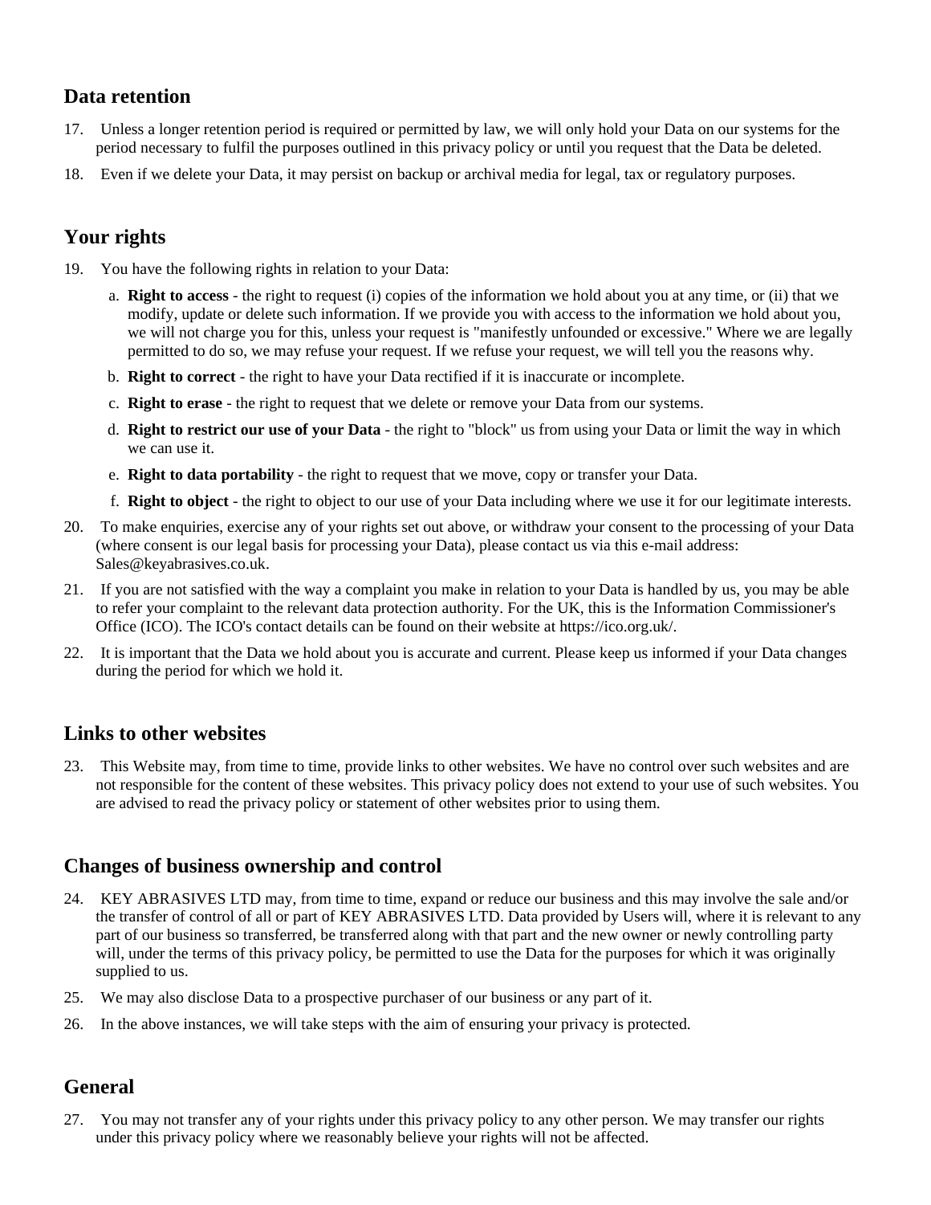## Data retention

17. Unless a longer retention period is required or permitted by law, we will only hold your Data on our systems for the period necessary to fulfil the purposes outlined in this privacy policy or until you request that the Data be deleted.
18. Even if we delete your Data, it may persist on backup or archival media for legal, tax or regulatory purposes.

## Your rights

19. You have the following rights in relation to your Data:
    a. **Right to access** - the right to request (i) copies of the information we hold about you at any time, or (ii) that we modify, update or delete such information. If we provide you with access to the information we hold about you, we will not charge you for this, unless your request is "manifestly unfounded or excessive." Where we are legally permitted to do so, we may refuse your request. If we refuse your request, we will tell you the reasons why.
    b. **Right to correct** - the right to have your Data rectified if it is inaccurate or incomplete.
    c. **Right to erase** - the right to request that we delete or remove your Data from our systems.
    d. **Right to restrict our use of your Data** - the right to "block" us from using your Data or limit the way in which we can use it.
    e. **Right to data portability** - the right to request that we move, copy or transfer your Data.
    f. **Right to object** - the right to object to our use of your Data including where we use it for our legitimate interests.
20. To make enquiries, exercise any of your rights set out above, or withdraw your consent to the processing of your Data (where consent is our legal basis for processing your Data), please contact us via this e-mail address: Sales@keyabrasives.co.uk.
21. If you are not satisfied with the way a complaint you make in relation to your Data is handled by us, you may be able to refer your complaint to the relevant data protection authority. For the UK, this is the Information Commissioner's Office (ICO). The ICO's contact details can be found on their website at https://ico.org.uk/.
22. It is important that the Data we hold about you is accurate and current. Please keep us informed if your Data changes during the period for which we hold it.

## Links to other websites

23. This Website may, from time to time, provide links to other websites. We have no control over such websites and are not responsible for the content of these websites. This privacy policy does not extend to your use of such websites. You are advised to read the privacy policy or statement of other websites prior to using them.

## Changes of business ownership and control

24. KEY ABRASIVES LTD may, from time to time, expand or reduce our business and this may involve the sale and/or the transfer of control of all or part of KEY ABRASIVES LTD. Data provided by Users will, where it is relevant to any part of our business so transferred, be transferred along with that part and the new owner or newly controlling party will, under the terms of this privacy policy, be permitted to use the Data for the purposes for which it was originally supplied to us.
25. We may also disclose Data to a prospective purchaser of our business or any part of it.
26. In the above instances, we will take steps with the aim of ensuring your privacy is protected.

## General

27. You may not transfer any of your rights under this privacy policy to any other person. We may transfer our rights under this privacy policy where we reasonably believe your rights will not be affected.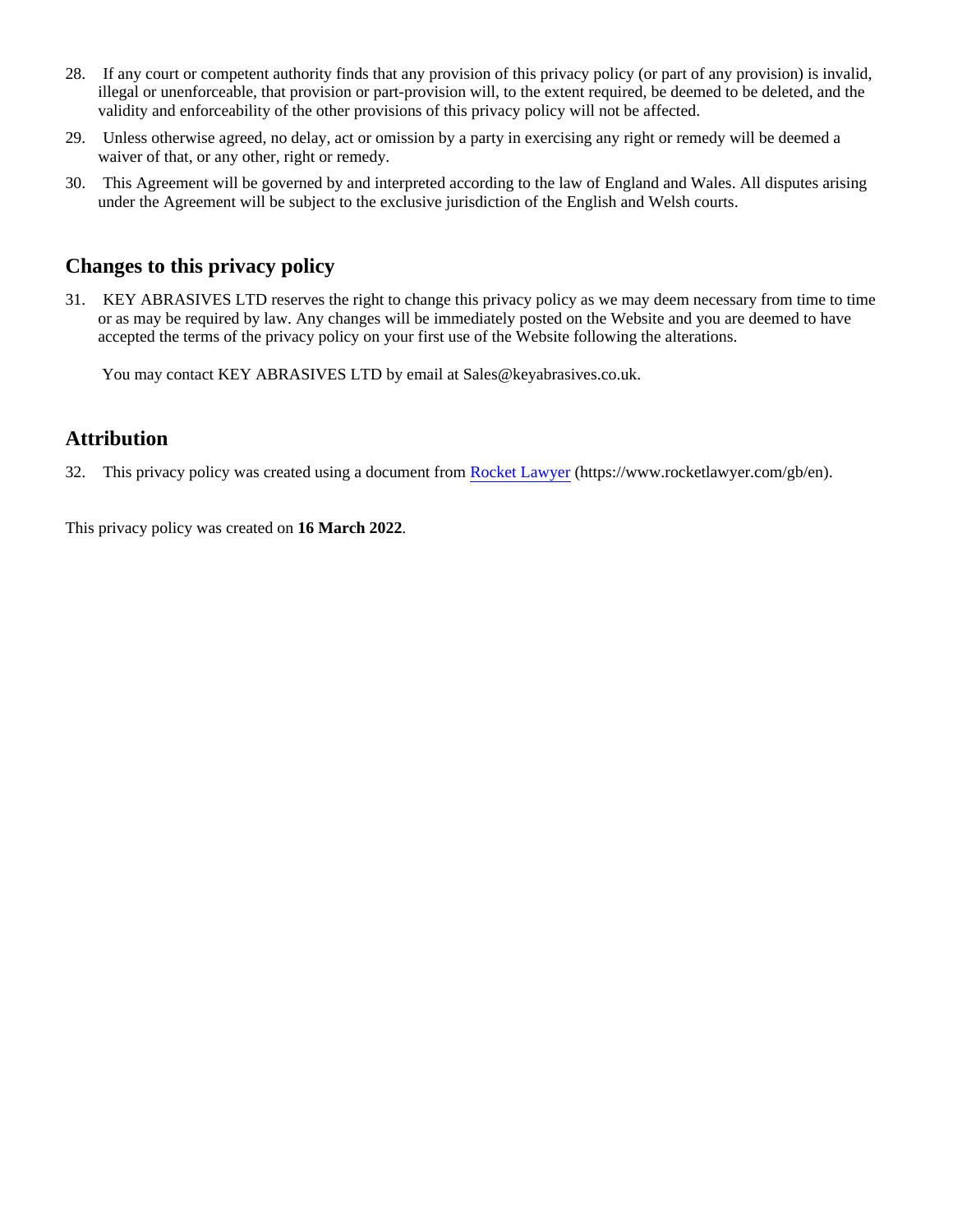28. If any court or competent authority finds that any provision of this privacy policy (or part of any provision) is invalid, illegal or unenforceable, that provision or part-provision will, to the extent required, be deemed to be deleted, and the validity and enforceability of the other provisions of this privacy policy will not be affected.
29. Unless otherwise agreed, no delay, act or omission by a party in exercising any right or remedy will be deemed a waiver of that, or any other, right or remedy.
30. This Agreement will be governed by and interpreted according to the law of England and Wales. All disputes arising under the Agreement will be subject to the exclusive jurisdiction of the English and Welsh courts.

## Changes to this privacy policy

31. KEY ABRASIVES LTD reserves the right to change this privacy policy as we may deem necessary from time to time or as may be required by law. Any changes will be immediately posted on the Website and you are deemed to have accepted the terms of the privacy policy on your first use of the Website following the alterations.

    You may contact KEY ABRASIVES LTD by email at Sales@keyabrasives.co.uk.

## Attribution

32. This privacy policy was created using a document from Rocket Lawyer (https://www.rocketlawyer.com/gb/en).

This privacy policy was created on **16 March 2022**.